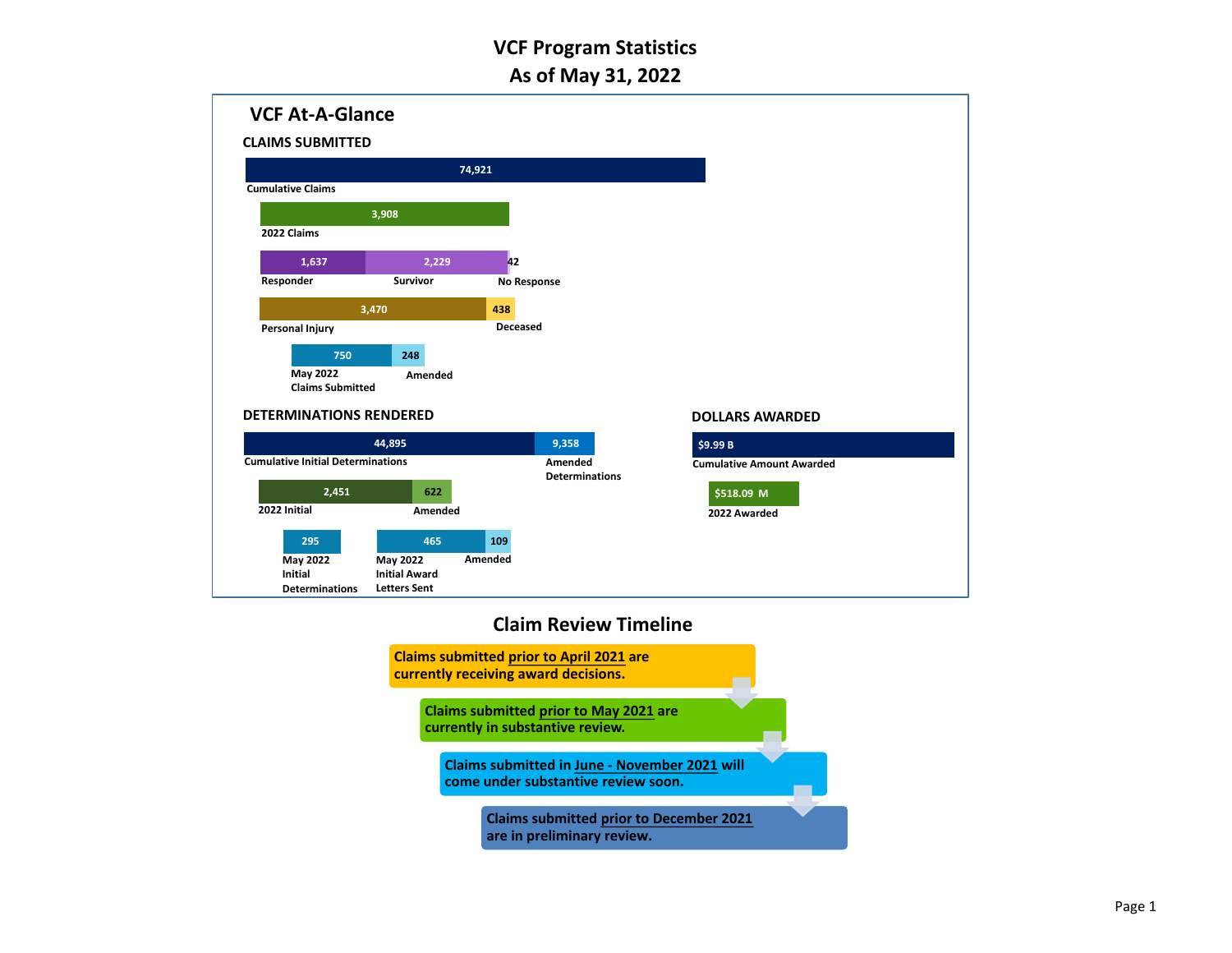# VCF Program Statistics
# As of May 31, 2022

## VCF At-A-Glance

### CLAIMS SUBMITTED

| Category | Value |
| --- | --- |
| Cumulative Claims | 74,921 |
| 2022 Claims | 3,908 |
| Responder | 1,637 |
| Survivor | 2,229 |
| No Response | 42 |
| Personal Injury | 3,470 |
| Deceased | 438 |
| May 2022 Claims Submitted | 750 |
| Amended | 248 |

### DETERMINATIONS RENDERED

| Category | Value |
| --- | --- |
| Cumulative Initial Determinations | 44,895 |
| Amended Determinations | 9,358 |
| 2022 Initial | 2,451 |
| Amended | 622 |
| May 2022 Initial Determinations | 295 |
| May 2022 Initial Award Letters Sent | 465 |
| Amended | 109 |

### DOLLARS AWARDED

| Category | Value |
| --- | --- |
| Cumulative Amount Awarded | $9.99 B |
| 2022 Awarded | $518.09 M |

## Claim Review Timeline

- **Claims submitted prior to April 2021 are currently receiving award decisions.**
- **Claims submitted prior to May 2021 are currently in substantive review.**
- **Claims submitted in June - November 2021 will come under substantive review soon.**
- **Claims submitted prior to December 2021 are in preliminary review.**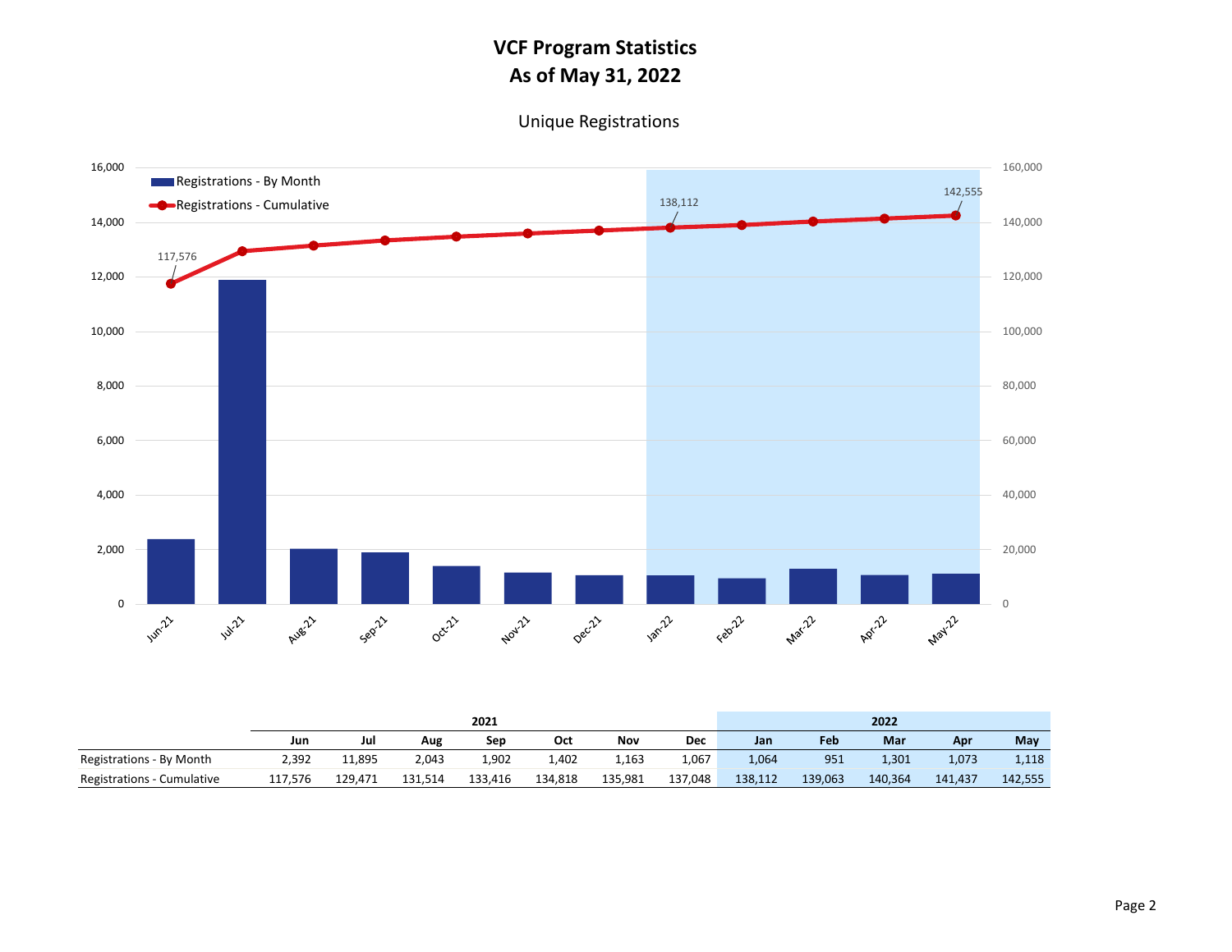# VCF Program Statistics
# As of May 31, 2022

## Unique Registrations

| | 2021 | | | | | | | 2022 | | | | |
|---|---|---|---|---|---|---|---|---|---|---|---|---|
| | Jun | Jul | Aug | Sep | Oct | Nov | Dec | Jan | Feb | Mar | Apr | May |
| Registrations - By Month | 2,392 | 11,895 | 2,043 | 1,902 | 1,402 | 1,163 | 1,067 | 1,064 | 951 | 1,301 | 1,073 | 1,118 |
| Registrations - Cumulative | 117,576 | 129,471 | 131,514 | 133,416 | 134,818 | 135,981 | 137,048 | 138,112 | 139,063 | 140,364 | 141,437 | 142,555 |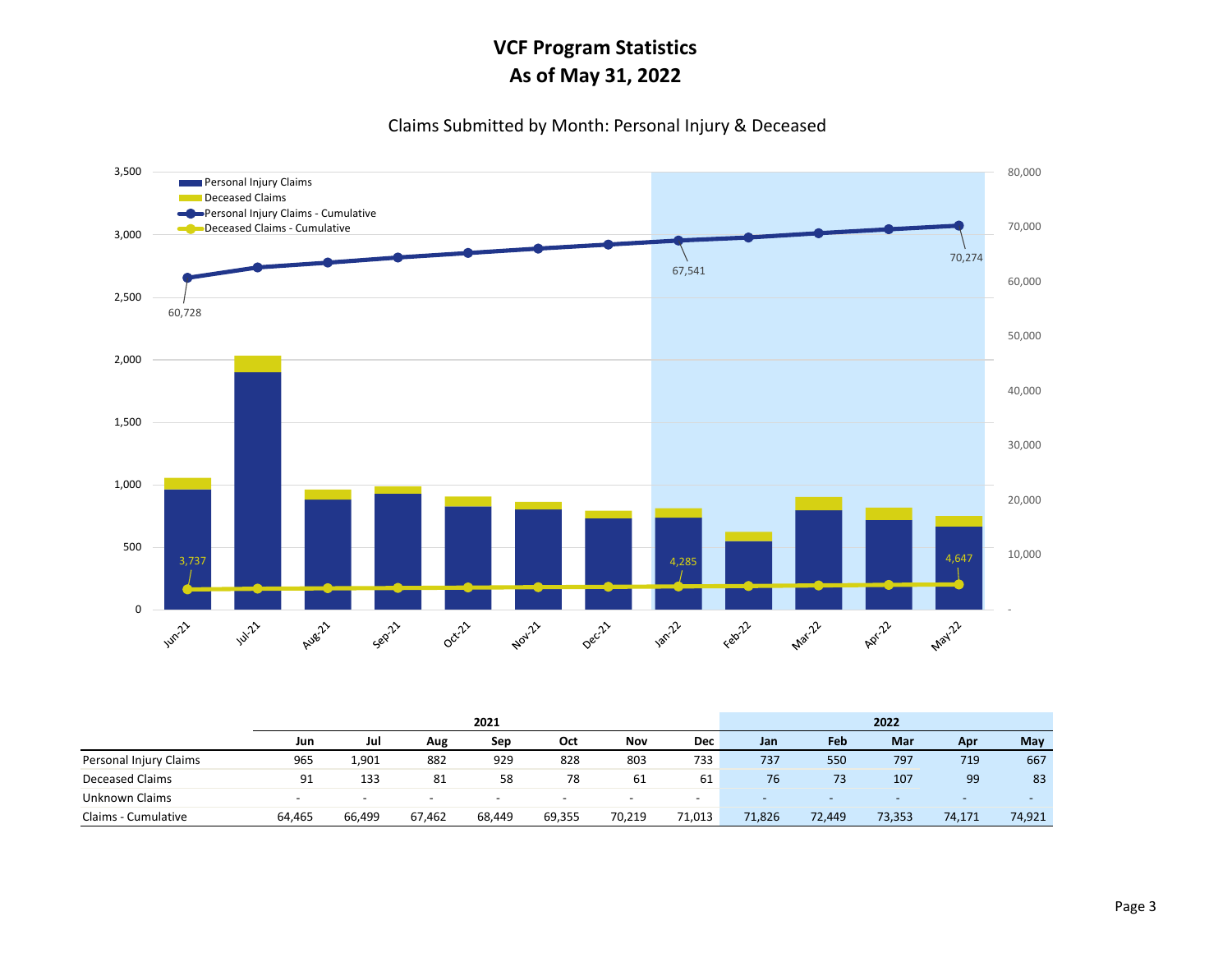# VCF Program Statistics
# As of May 31, 2022

Claims Submitted by Month: Personal Injury & Deceased

| | 2021 | | | | | | | 2022 | | | | |
|---|---|---|---|---|---|---|---|---|---|---|---|---|
| | Jun | Jul | Aug | Sep | Oct | Nov | Dec | Jan | Feb | Mar | Apr | May |
| Personal Injury Claims | 965 | 1,901 | 882 | 929 | 828 | 803 | 733 | 737 | 550 | 797 | 719 | 667 |
| Deceased Claims | 91 | 133 | 81 | 58 | 78 | 61 | 61 | 76 | 73 | 107 | 99 | 83 |
| Unknown Claims | - | - | - | - | - | - | - | - | - | - | - | - |
| Claims - Cumulative | 64,465 | 66,499 | 67,462 | 68,449 | 69,355 | 70,219 | 71,013 | 71,826 | 72,449 | 73,353 | 74,171 | 74,921 |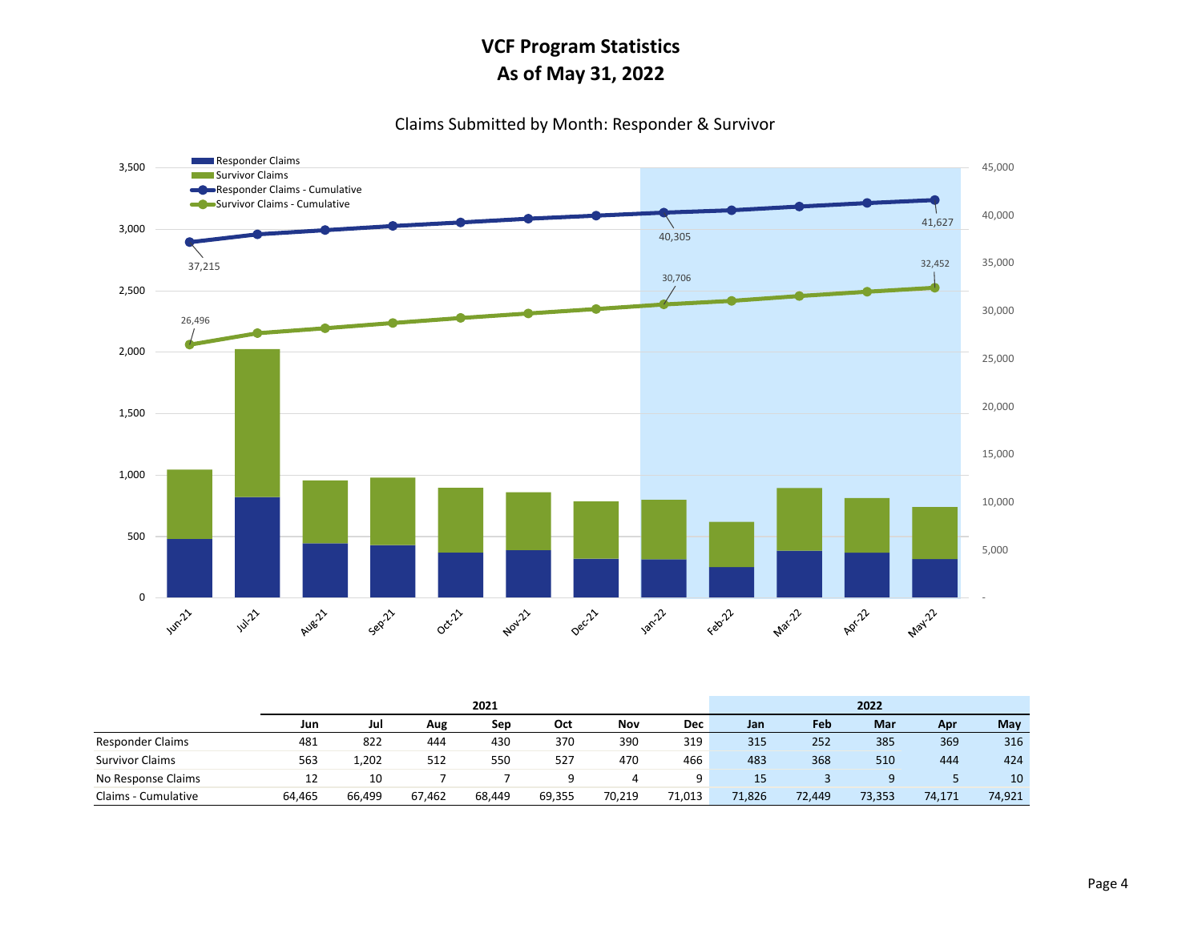# VCF Program Statistics
# As of May 31, 2022

## Claims Submitted by Month: Responder & Survivor

|  | 2021 | | | | | | | 2022 | | | | |
|---|---|---|---|---|---|---|---|---|---|---|---|---|
|  | Jun | Jul | Aug | Sep | Oct | Nov | Dec | Jan | Feb | Mar | Apr | May |
| Responder Claims | 481 | 822 | 444 | 430 | 370 | 390 | 319 | 315 | 252 | 385 | 369 | 316 |
| Survivor Claims | 563 | 1,202 | 512 | 550 | 527 | 470 | 466 | 483 | 368 | 510 | 444 | 424 |
| No Response Claims | 12 | 10 | 7 | 7 | 9 | 4 | 9 | 15 | 3 | 9 | 5 | 10 |
| Claims - Cumulative | 64,465 | 66,499 | 67,462 | 68,449 | 69,355 | 70,219 | 71,013 | 71,826 | 72,449 | 73,353 | 74,171 | 74,921 |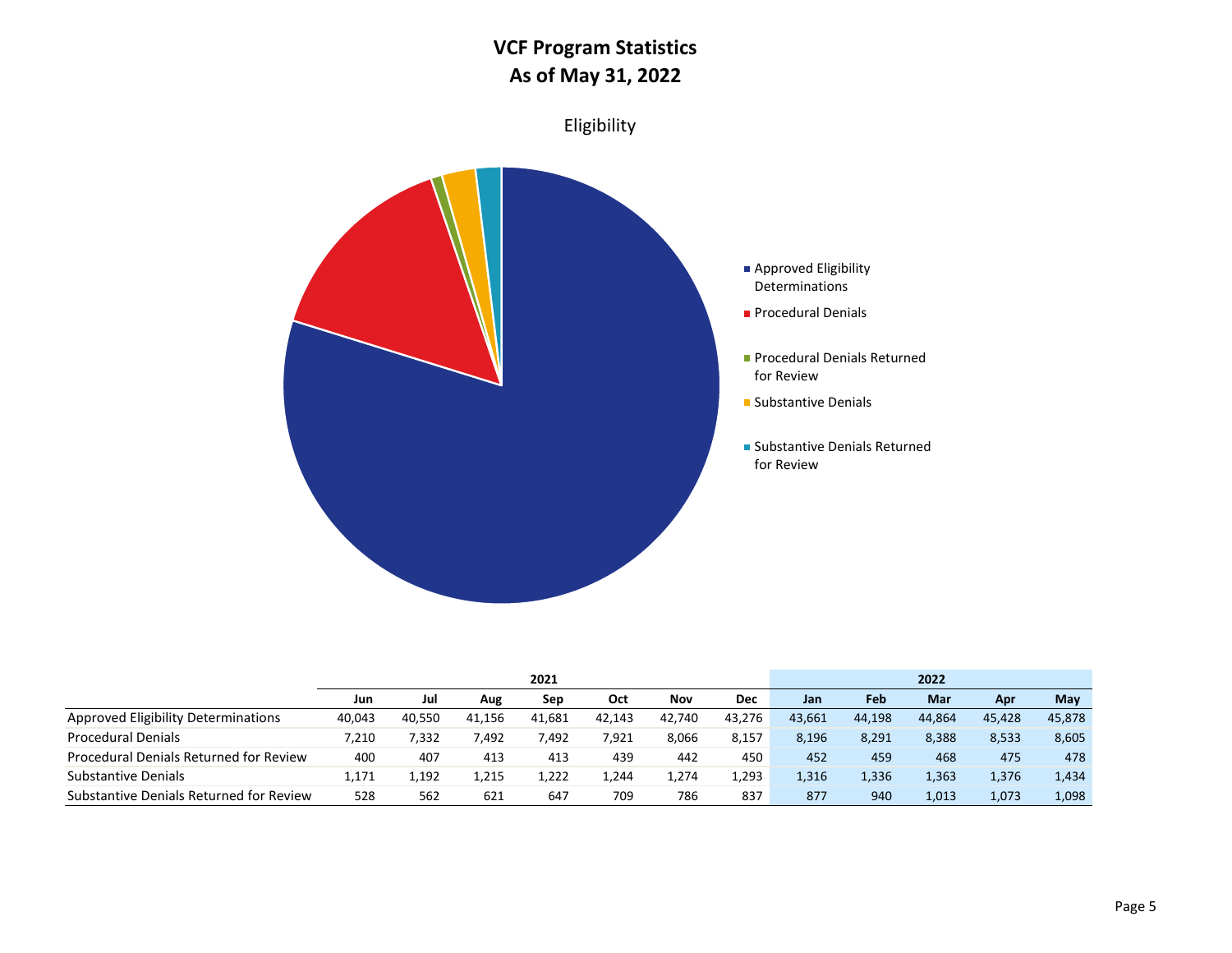# VCF Program Statistics
# As of May 31, 2022

## Eligibility

- Approved Eligibility Determinations
- Procedural Denials
- Procedural Denials Returned for Review
- Substantive Denials
- Substantive Denials Returned for Review

| | 2021 | | | | | | | 2022 | | | | |
|---|---|---|---|---|---|---|---|---|---|---|---|---|
| | Jun | Jul | Aug | Sep | Oct | Nov | Dec | Jan | Feb | Mar | Apr | May |
| Approved Eligibility Determinations | 40,043 | 40,550 | 41,156 | 41,681 | 42,143 | 42,740 | 43,276 | 43,661 | 44,198 | 44,864 | 45,428 | 45,878 |
| Procedural Denials | 7,210 | 7,332 | 7,492 | 7,492 | 7,921 | 8,066 | 8,157 | 8,196 | 8,291 | 8,388 | 8,533 | 8,605 |
| Procedural Denials Returned for Review | 400 | 407 | 413 | 413 | 439 | 442 | 450 | 452 | 459 | 468 | 475 | 478 |
| Substantive Denials | 1,171 | 1,192 | 1,215 | 1,222 | 1,244 | 1,274 | 1,293 | 1,316 | 1,336 | 1,363 | 1,376 | 1,434 |
| Substantive Denials Returned for Review | 528 | 562 | 621 | 647 | 709 | 786 | 837 | 877 | 940 | 1,013 | 1,073 | 1,098 |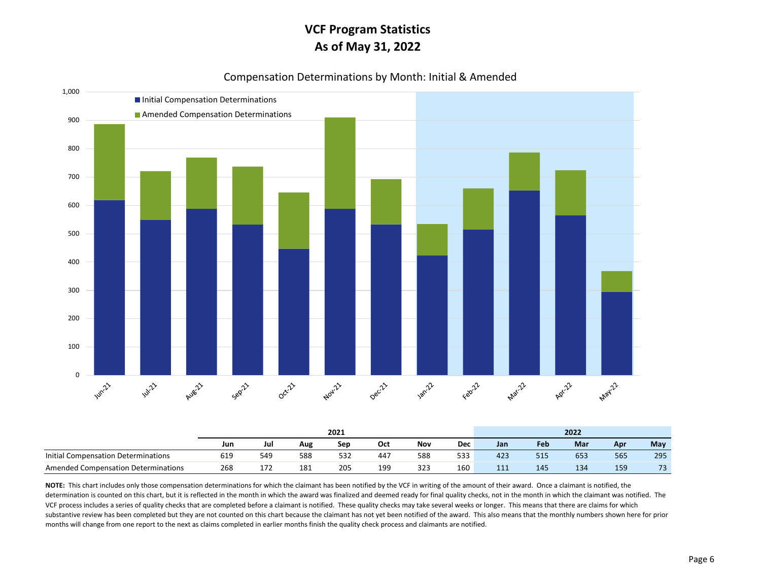# VCF Program Statistics
# As of May 31, 2022

## Compensation Determinations by Month: Initial & Amended

| | 2021 | | | | | | | 2022 | | | | |
|---|---|---|---|---|---|---|---|---|---|---|---|---|
| | Jun | Jul | Aug | Sep | Oct | Nov | Dec | Jan | Feb | Mar | Apr | May |
| Initial Compensation Determinations | 619 | 549 | 588 | 532 | 447 | 588 | 533 | 423 | 515 | 653 | 565 | 295 |
| Amended Compensation Determinations | 268 | 172 | 181 | 205 | 199 | 323 | 160 | 111 | 145 | 134 | 159 | 73 |

**NOTE:** This chart includes only those compensation determinations for which the claimant has been notified by the VCF in writing of the amount of their award. Once a claimant is notified, the determination is counted on this chart, but it is reflected in the month in which the award was finalized and deemed ready for final quality checks, not in the month in which the claimant was notified. The VCF process includes a series of quality checks that are completed before a claimant is notified. These quality checks may take several weeks or longer. This means that there are claims for which substantive review has been completed but they are not counted on this chart because the claimant has not yet been notified of the award. This also means that the monthly numbers shown here for prior months will change from one report to the next as claims completed in earlier months finish the quality check process and claimants are notified.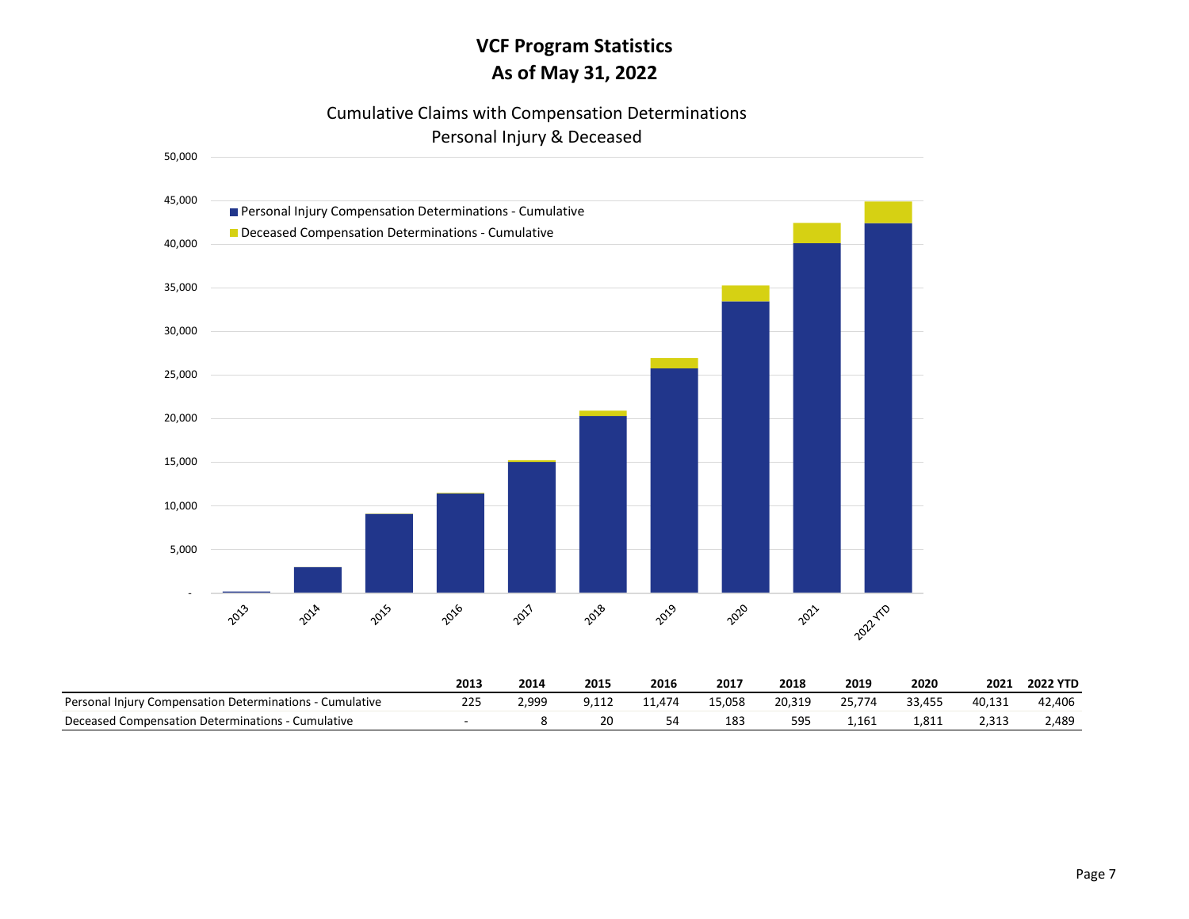# VCF Program Statistics
# As of May 31, 2022

Cumulative Claims with Compensation Determinations
Personal Injury & Deceased

|  | 2013 | 2014 | 2015 | 2016 | 2017 | 2018 | 2019 | 2020 | 2021 | 2022 YTD |
|---|---|---|---|---|---|---|---|---|---|---|
| Personal Injury Compensation Determinations - Cumulative | 225 | 2,999 | 9,112 | 11,474 | 15,058 | 20,319 | 25,774 | 33,455 | 40,131 | 42,406 |
| Deceased Compensation Determinations - Cumulative | - | 8 | 20 | 54 | 183 | 595 | 1,161 | 1,811 | 2,313 | 2,489 |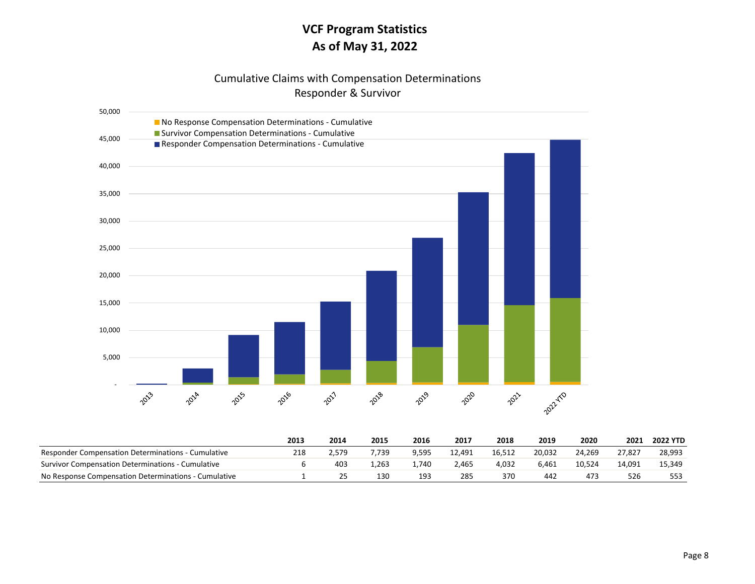# VCF Program Statistics
# As of May 31, 2022

Cumulative Claims with Compensation Determinations
Responder & Survivor

50,000
45,000
40,000
35,000
30,000
25,000
20,000
15,000
10,000
5,000
-

No Response Compensation Determinations - Cumulative
Survivor Compensation Determinations - Cumulative
Responder Compensation Determinations - Cumulative

2013
2014
2015
2016
2017
2018
2019
2020
2021
2022 YTD

| | 2013 | 2014 | 2015 | 2016 | 2017 | 2018 | 2019 | 2020 | 2021 | 2022 YTD |
|---|---|---|---|---|---|---|---|---|---|---|
| Responder Compensation Determinations - Cumulative | 218 | 2,579 | 7,739 | 9,595 | 12,491 | 16,512 | 20,032 | 24,269 | 27,827 | 28,993 |
| Survivor Compensation Determinations - Cumulative | 6 | 403 | 1,263 | 1,740 | 2,465 | 4,032 | 6,461 | 10,524 | 14,091 | 15,349 |
| No Response Compensation Determinations - Cumulative | 1 | 25 | 130 | 193 | 285 | 370 | 442 | 473 | 526 | 553 |